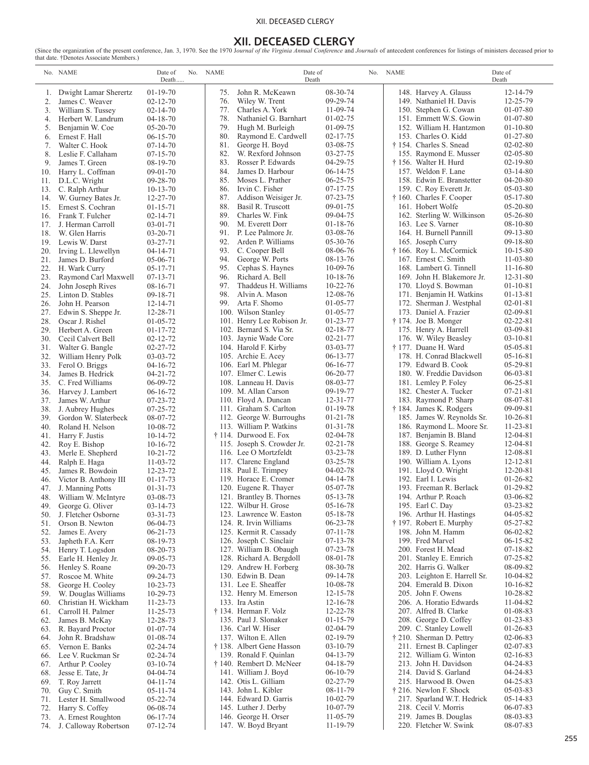# XII. DECEASED CLERGY

(Since the organization of the present conference, Jan. 3, 1970. See the 1970 *Journal of the Virginia Annual Conference* and *Journals* of antecedent conferences for listings of ministers deceased prior to that date. †Denotes Associate Members.)

| No. | NAME | Date of Death |
|---|---|---|
| 1. | Dwight Lamar Sherertz | 01-19-70 |
| 2. | James C. Weaver | 02-12-70 |
| 3. | William S. Tussey | 02-14-70 |
| 4. | Herbert W. Landrum | 04-18-70 |
| 5. | Benjamin W. Coe | 05-20-70 |
| 6. | Ernest F. Hall | 06-15-70 |
| 7. | Walter C. Hook | 07-14-70 |
| 8. | Leslie F. Callaham | 07-15-70 |
| 9. | James T. Green | 08-19-70 |
| 10. | Harry L. Coffman | 09-01-70 |
| 11. | D.L.C. Wright | 09-28-70 |
| 13. | C. Ralph Arthur | 10-13-70 |
| 14. | W. Gurney Bates Jr. | 12-27-70 |
| 15. | Ernest S. Cochran | 01-15-71 |
| 16. | Frank T. Fulcher | 02-14-71 |
| 17. | J. Herman Carroll | 03-01-71 |
| 18. | W. Glen Harris | 03-20-71 |
| 19. | Lewis W. Darst | 03-27-71 |
| 20. | Irving L. Llewellyn | 04-14-71 |
| 21. | James D. Burford | 05-06-71 |
| 22. | H. Wark Curry | 05-17-71 |
| 23. | Raymond Carl Maxwell | 07-13-71 |
| 24. | John Joseph Rives | 08-16-71 |
| 25. | Linton D. Stables | 09-18-71 |
| 26. | John H. Pearson | 12-14-71 |
| 27. | Edwin S. Sheppe Jr. | 12-28-71 |
| 28. | Oscar J. Rishel | 01-05-72 |
| 29. | Herbert A. Green | 01-17-72 |
| 30. | Cecil Calvert Bell | 02-12-72 |
| 31. | Walter G. Bangle | 02-27-72 |
| 32. | William Henry Polk | 03-03-72 |
| 33. | Ferol O. Briggs | 04-16-72 |
| 34. | James B. Hedrick | 04-21-72 |
| 35. | C. Fred Williams | 06-09-72 |
| 36. | Harvey J. Lambert | 06-16-72 |
| 37. | James W. Arthur | 07-23-72 |
| 38. | J. Aubrey Hughes | 07-25-72 |
| 39. | Gordon W. Slaterbeck | 08-07-72 |
| 40. | Roland H. Nelson | 10-08-72 |
| 41. | Harry F. Justis | 10-14-72 |
| 42. | Roy E. Bishop | 10-16-72 |
| 43. | Merle E. Shepherd | 10-21-72 |
| 44. | Ralph E. Haga | 11-03-72 |
| 45. | James R. Bowdoin | 12-23-72 |
| 46. | Victor B. Anthony III | 01-17-73 |
| 47. | J. Manning Potts | 01-31-73 |
| 48. | William W. McIntyre | 03-08-73 |
| 49. | George G. Oliver | 03-14-73 |
| 50. | J. Fletcher Osborne | 03-31-73 |
| 51. | Orson B. Newton | 06-04-73 |
| 52. | James E. Avery | 06-21-73 |
| 53. | Japheth F.A. Kerr | 08-19-73 |
| 54. | Henry T. Logsdon | 08-20-73 |
| 55. | Earle H. Henley Jr. | 09-05-73 |
| 56. | Henley S. Roane | 09-20-73 |
| 57. | Roscoe M. White | 09-24-73 |
| 58. | George H. Cooley | 10-23-73 |
| 59. | W. Douglas Williams | 10-29-73 |
| 60. | Christian H. Wickham | 11-23-73 |
| 61. | Carroll H. Palmer | 11-25-73 |
| 62. | James B. McKay | 12-28-73 |
| 63. | R. Bayard Proctor | 01-07-74 |
| 64. | John R. Bradshaw | 01-08-74 |
| 65. | Vernon E. Banks | 02-24-74 |
| 66. | Lee V. Ruckman Sr | 02-24-74 |
| 67. | Arthur P. Cooley | 03-10-74 |
| 68. | Jesse E. Tate, Jr | 04-04-74 |
| 69. | T. Roy Jarrett | 04-11-74 |
| 70. | Guy C. Smith | 05-11-74 |
| 71. | Lester H. Smallwood | 05-22-74 |
| 72. | Harry S. Coffey | 06-08-74 |
| 73. | A. Ernest Roughton | 06-17-74 |
| 74. | J. Calloway Robertson | 07-12-74 |
| 75. | John R. McKeawn | 08-30-74 |
| 76. | Wiley W. Trent | 09-29-74 |
| 77. | Charles A. York | 11-09-74 |
| 78. | Nathaniel G. Barnhart | 01-02-75 |
| 79. | Hugh M. Burleigh | 01-09-75 |
| 80. | Raymond E. Cardwell | 02-17-75 |
| 81. | George H. Boyd | 03-08-75 |
| 82. | W. Rexford Johnson | 03-27-75 |
| 83. | Rosser P. Edwards | 04-29-75 |
| 84. | James D. Harbour | 06-14-75 |
| 85. | Moses L. Prather | 06-25-75 |
| 86. | Irvin C. Fisher | 07-17-75 |
| 87. | Addison Weisiger Jr. | 07-23-75 |
| 88. | Basil R. Truscott | 09-01-75 |
| 89. | Charles W. Fink | 09-04-75 |
| 90. | M. Everett Dorr | 01-18-76 |
| 91. | P. Lee Palmore Jr. | 03-08-76 |
| 92. | Arden P. Williams | 05-30-76 |
| 93. | C. Cooper Bell | 08-06-76 |
| 94. | George W. Ports | 08-13-76 |
| 95. | Cephas S. Haynes | 10-09-76 |
| 96. | Richard A. Bell | 10-18-76 |
| 97. | Thaddeus H. Williams | 10-22-76 |
| 98. | Alvin A. Mason | 12-08-76 |
| 99. | Arta F. Shomo | 01-05-77 |
| 100. | Wilson Stanley | 01-05-77 |
| 101. | Henry Lee Robison Jr. | 01-23-77 |
| 102. | Bernard S. Via Sr. | 02-18-77 |
| 103. | Jaynie Wade Core | 02-21-77 |
| 104. | Harold F. Kirby | 03-03-77 |
| 105. | Archie E. Acey | 06-13-77 |
| 106. | Earl M. Phlegar | 06-16-77 |
| 107. | Elmer C. Lewis | 06-20-77 |
| 108. | Lanneau H. Davis | 08-03-77 |
| 109. | M. Allan Carson | 09-19-77 |
| 110. | Floyd A. Duncan | 12-31-77 |
| 111. | Graham S. Carlton | 01-19-78 |
| 112. | George W. Burroughs | 01-21-78 |
| 113. | William P. Watkins | 01-31-78 |
| † 114. | Durwood E. Fox | 02-04-78 |
| 115. | Joseph S. Crowder Jr. | 02-21-78 |
| 116. | Lee O Mortzfeldt | 03-23-78 |
| 117. | Clarenc England | 03-25-78 |
| 118. | Paul E. Trimpey | 04-02-78 |
| 119. | Horace E. Cromer | 04-14-78 |
| 120. | Eugene R. Thayer | 05-07-78 |
| 121. | Brantley B. Thornes | 05-13-78 |
| 122. | Wilbur H. Grose | 05-16-78 |
| 123. | Lawrence W. Easton | 05-18-78 |
| 124. | R. Irvin Williams | 06-23-78 |
| 125. | Kermit R. Cassady | 07-11-78 |
| 126. | Joseph C. Sinclair | 07-13-78 |
| 127. | William B. Obaugh | 07-23-78 |
| 128. | Richard A. Bergdoll | 08-01-78 |
| 129. | Andrew H. Forberg | 08-30-78 |
| 130. | Edwin B. Dean | 09-14-78 |
| 131. | Lee E. Sheaffer | 10-08-78 |
| 132. | Henry M. Emerson | 12-15-78 |
| 133. | Ira Astin | 12-16-78 |
| † 134. | Herman F. Volz | 12-22-78 |
| 135. | Paul J. Slonaker | 01-15-79 |
| 136. | Carl W. Hiser | 02-04-79 |
| 137. | Wilton E. Allen | 02-19-79 |
| † 138. | Albert Gene Hasson | 03-10-79 |
| 139. | Ronald F. Quinlan | 04-13-79 |
| † 140. | Rembert D. McNeer | 04-18-79 |
| 141. | William J. Boyd | 06-10-79 |
| 142. | Otis L. Gilliam | 02-27-79 |
| 143. | John L. Kibler | 08-11-79 |
| 144. | Edward D. Garris | 10-02-79 |
| 145. | Luther J. Derby | 10-07-79 |
| 146. | George H. Orser | 11-05-79 |
| 147. | W. Boyd Bryant | 11-19-79 |
| 148. | Harvey A. Glauss | 12-14-79 |
| 149. | Nathaniel H. Davis | 12-25-79 |
| 150. | Stephen G. Cowan | 01-07-80 |
| 151. | Emmett W.S. Gowin | 01-07-80 |
| 152. | William H. Hantzmon | 01-10-80 |
| 153. | Charles O. Kidd | 01-27-80 |
| † 154. | Charles S. Snead | 02-02-80 |
| 155. | Raymond E. Musser | 02-05-80 |
| † 156. | Walter H. Hurd | 02-19-80 |
| 157. | Weldon F. Lane | 03-14-80 |
| 158. | Edwin E. Branstetter | 04-20-80 |
| 159. | C. Roy Everett Jr. | 05-03-80 |
| † 160. | Charles F. Cooper | 05-17-80 |
| 161. | Hobert Wolfe | 05-20-80 |
| 162. | Sterling W. Wilkinson | 05-26-80 |
| 163. | Lee S. Varner | 08-10-80 |
| 164. | H. Burnell Pannill | 09-13-80 |
| 165. | Joseph Curry | 09-18-80 |
| † 166. | Roy L. McCormick | 10-15-80 |
| 167. | Ernest C. Smith | 11-03-80 |
| 168. | Lambert G. Tinnell | 11-16-80 |
| 169. | John H. Blakemore Jr. | 12-31-80 |
| 170. | Lloyd S. Bowman | 01-10-81 |
| 171. | Benjamin H. Watkins | 01-13-81 |
| 172. | Sherman J. Westphal | 02-01-81 |
| 173. | Daniel A. Frazier | 02-09-81 |
| † 174. | Joe B. Monger | 02-22-81 |
| 175. | Henry A. Harrell | 03-09-81 |
| 176. | W. Wiley Beasley | 03-10-81 |
| † 177. | Duane H. Ward | 05-05-81 |
| 178. | H. Conrad Blackwell | 05-16-81 |
| 179. | Edward B. Cook | 05-29-81 |
| 180. | W. Freddie Davidson | 06-03-81 |
| 181. | Lemley P. Foley | 06-25-81 |
| 182. | Chester A. Tucker | 07-21-81 |
| 183. | Raymond P. Sharp | 08-07-81 |
| † 184. | James K. Rodgers | 09-09-81 |
| 185. | James W. Reynolds Sr. | 10-26-81 |
| 186. | Raymond L. Moore Sr. | 11-23-81 |
| 187. | Benjamin B. Bland | 12-04-81 |
| 188. | George S. Reamey | 12-04-81 |
| 189. | D. Luther Flynn | 12-08-81 |
| 190. | William A. Lyons | 12-12-81 |
| 191. | Lloyd O. Wright | 12-20-81 |
| 192. | Earl I. Lewis | 01-26-82 |
| 193. | Freeman R. Berlack | 01-29-82 |
| 194. | Arthur P. Roach | 03-06-82 |
| 195. | Earl C. Day | 03-23-82 |
| 196. | Arthur H. Hastings | 04-05-82 |
| † 197. | Robert E. Murphy | 05-27-82 |
| 198. | John M. Hamm | 06-02-82 |
| 199. | Fred Marvel | 06-15-82 |
| 200. | Forest H. Mead | 07-18-82 |
| 201. | Stanley E. Emrich | 07-25-82 |
| 202. | Harris G. Walker | 08-09-82 |
| 203. | Leighton E. Harrell Sr. | 10-04-82 |
| 204. | Emerald B. Dixon | 10-16-82 |
| 205. | John F. Owens | 10-28-82 |
| 206. | A. Horatio Edwards | 11-04-82 |
| 207. | Alfred B. Clarke | 01-08-83 |
| 208. | George D. Coffey | 01-23-83 |
| 209. | C. Stanley Lowell | 01-26-83 |
| † 210. | Sherman D. Pettry | 02-06-83 |
| 211. | Ernest B. Caplinger | 02-07-83 |
| 212. | William G. Winton | 02-16-83 |
| 213. | John H. Davidson | 04-24-83 |
| 214. | David S. Garland | 04-24-83 |
| 215. | Harwood B. Owen | 04-25-83 |
| † 216. | Newlon F. Shock | 05-03-83 |
| 217. | Sparland W.T. Hedrick | 05-14-83 |
| 218. | Cecil V. Morris | 06-07-83 |
| 219. | James B. Douglas | 08-03-83 |
| 220. | Fletcher W. Swink | 08-07-83 |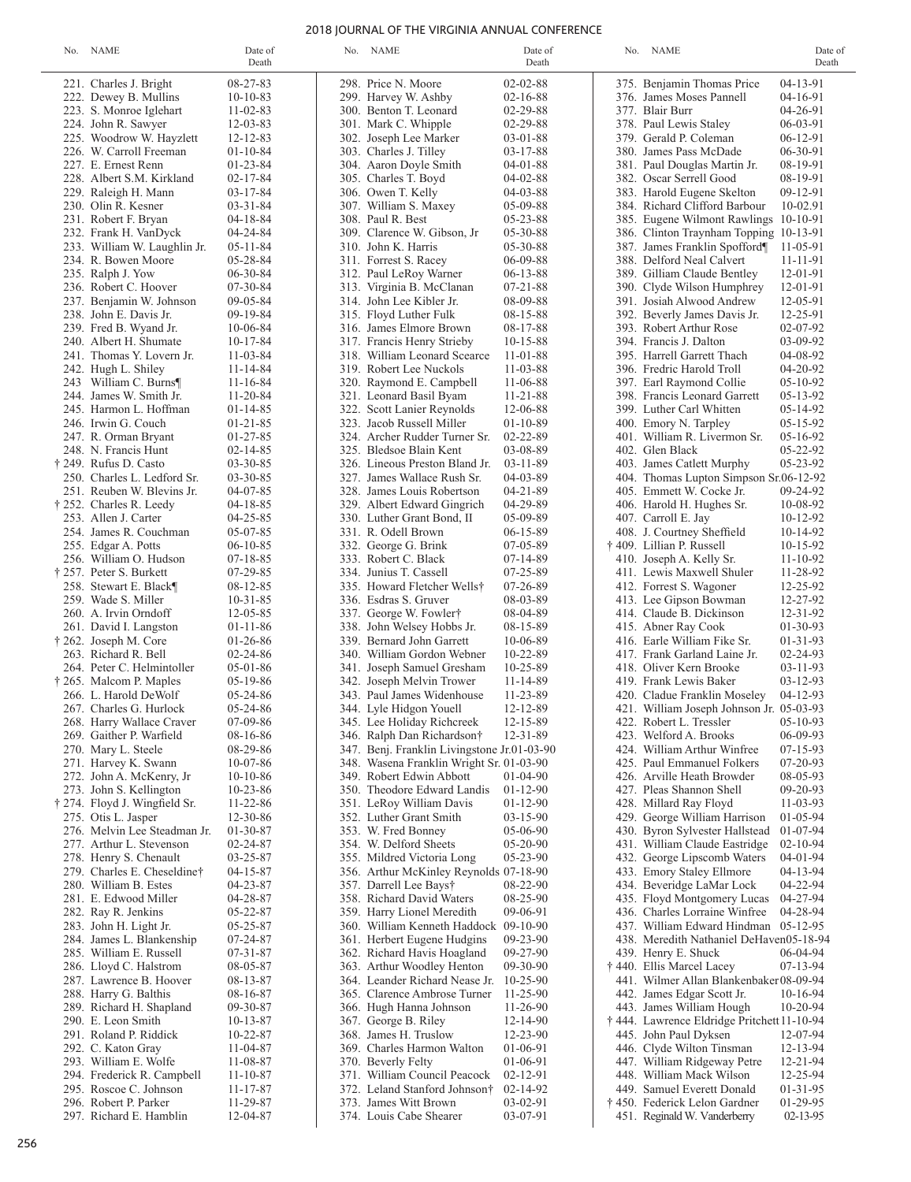| No. | NAME | Date of Death |
|---|---|---|
| 221. | Charles J. Bright | 08-27-83 |
| 222. | Dewey B. Mullins | 10-10-83 |
| 223. | S. Monroe Iglehart | 11-02-83 |
| 224. | John R. Sawyer | 12-03-83 |
| 225. | Woodrow W. Hayzlett | 12-12-83 |
| 226. | W. Carroll Freeman | 01-10-84 |
| 227. | E. Ernest Renn | 01-23-84 |
| 228. | Albert S.M. Kirkland | 02-17-84 |
| 229. | Raleigh H. Mann | 03-17-84 |
| 230. | Olin R. Kesner | 03-31-84 |
| 231. | Robert F. Bryan | 04-18-84 |
| 232. | Frank H. VanDyck | 04-24-84 |
| 233. | William W. Laughlin Jr. | 05-11-84 |
| 234. | R. Bowen Moore | 05-28-84 |
| 235. | Ralph J. Yow | 06-30-84 |
| 236. | Robert C. Hoover | 07-30-84 |
| 237. | Benjamin W. Johnson | 09-05-84 |
| 238. | John E. Davis Jr. | 09-19-84 |
| 239. | Fred B. Wyand Jr. | 10-06-84 |
| 240. | Albert H. Shumate | 10-17-84 |
| 241. | Thomas Y. Lovern Jr. | 11-03-84 |
| 242. | Hugh L. Shiley | 11-14-84 |
| 243 | William C. Burns¶ | 11-16-84 |
| 244. | James W. Smith Jr. | 11-20-84 |
| 245. | Harmon L. Hoffman | 01-14-85 |
| 246. | Irwin G. Couch | 01-21-85 |
| 247. | R. Orman Bryant | 01-27-85 |
| 248. | N. Francis Hunt | 02-14-85 |
| † 249. | Rufus D. Casto | 03-30-85 |
| 250. | Charles L. Ledford Sr. | 03-30-85 |
| 251. | Reuben W. Blevins Jr. | 04-07-85 |
| † 252. | Charles R. Leedy | 04-18-85 |
| 253. | Allen J. Carter | 04-25-85 |
| 254. | James R. Couchman | 05-07-85 |
| 255. | Edgar A. Potts | 06-10-85 |
| 256. | William O. Hudson | 07-18-85 |
| † 257. | Peter S. Burkett | 07-29-85 |
| 258. | Stewart E. Black¶ | 08-12-85 |
| 259. | Wade S. Miller | 10-31-85 |
| 260. | A. Irvin Orndoff | 12-05-85 |
| 261. | David I. Langston | 01-11-86 |
| † 262. | Joseph M. Core | 01-26-86 |
| 263. | Richard R. Bell | 02-24-86 |
| 264. | Peter C. Helmintoller | 05-01-86 |
| † 265. | Malcom P. Maples | 05-19-86 |
| 266. | L. Harold DeWolf | 05-24-86 |
| 267. | Charles G. Hurlock | 05-24-86 |
| 268. | Harry Wallace Craver | 07-09-86 |
| 269. | Gaither P. Warfield | 08-16-86 |
| 270. | Mary L. Steele | 08-29-86 |
| 271. | Harvey K. Swann | 10-07-86 |
| 272. | John A. McKenry, Jr | 10-10-86 |
| 273. | John S. Kellington | 10-23-86 |
| † 274. | Floyd J. Wingfield Sr. | 11-22-86 |
| 275. | Otis L. Jasper | 12-30-86 |
| 276. | Melvin Lee Steadman Jr. | 01-30-87 |
| 277. | Arthur L. Stevenson | 02-24-87 |
| 278. | Henry S. Chenault | 03-25-87 |
| 279. | Charles E. Cheseldine† | 04-15-87 |
| 280. | William B. Estes | 04-23-87 |
| 281. | E. Edwood Miller | 04-28-87 |
| 282. | Ray R. Jenkins | 05-22-87 |
| 283. | John H. Light Jr. | 05-25-87 |
| 284. | James L. Blankenship | 07-24-87 |
| 285. | William E. Russell | 07-31-87 |
| 286. | Lloyd C. Halstrom | 08-05-87 |
| 287. | Lawrence B. Hoover | 08-13-87 |
| 288. | Harry G. Balthis | 08-16-87 |
| 289. | Richard H. Shapland | 09-30-87 |
| 290. | E. Leon Smith | 10-13-87 |
| 291. | Roland P. Riddick | 10-22-87 |
| 292. | C. Katon Gray | 11-04-87 |
| 293. | William E. Wolfe | 11-08-87 |
| 294. | Frederick R. Campbell | 11-10-87 |
| 295. | Roscoe C. Johnson | 11-17-87 |
| 296. | Robert P. Parker | 11-29-87 |
| 297. | Richard E. Hamblin | 12-04-87 |
| 298. | Price N. Moore | 02-02-88 |
| 299. | Harvey W. Ashby | 02-16-88 |
| 300. | Benton T. Leonard | 02-29-88 |
| 301. | Mark C. Whipple | 02-29-88 |
| 302. | Joseph Lee Marker | 03-01-88 |
| 303. | Charles J. Tilley | 03-17-88 |
| 304. | Aaron Doyle Smith | 04-01-88 |
| 305. | Charles T. Boyd | 04-02-88 |
| 306. | Owen T. Kelly | 04-03-88 |
| 307. | William S. Maxey | 05-09-88 |
| 308. | Paul R. Best | 05-23-88 |
| 309. | Clarence W. Gibson, Jr | 05-30-88 |
| 310. | John K. Harris | 05-30-88 |
| 311. | Forrest S. Racey | 06-09-88 |
| 312. | Paul LeRoy Warner | 06-13-88 |
| 313. | Virginia B. McClanan | 07-21-88 |
| 314. | John Lee Kibler Jr. | 08-09-88 |
| 315. | Floyd Luther Fulk | 08-15-88 |
| 316. | James Elmore Brown | 08-17-88 |
| 317. | Francis Henry Strieby | 10-15-88 |
| 318. | William Leonard Scearce | 11-01-88 |
| 319. | Robert Lee Nuckols | 11-03-88 |
| 320. | Raymond E. Campbell | 11-06-88 |
| 321. | Leonard Basil Byam | 11-21-88 |
| 322. | Scott Lanier Reynolds | 12-06-88 |
| 323. | Jacob Russell Miller | 01-10-89 |
| 324. | Archer Rudder Turner Sr. | 02-22-89 |
| 325. | Bledsoe Blain Kent | 03-08-89 |
| 326. | Lineous Preston Bland Jr. | 03-11-89 |
| 327. | James Wallace Rush Sr. | 04-03-89 |
| 328. | James Louis Robertson | 04-21-89 |
| 329. | Albert Edward Gingrich | 04-29-89 |
| 330. | Luther Grant Bond, II | 05-09-89 |
| 331. | R. Odell Brown | 06-15-89 |
| 332. | George G. Brink | 07-05-89 |
| 333. | Robert C. Black | 07-14-89 |
| 334. | Junius T. Cassell | 07-25-89 |
| 335. | Howard Fletcher Wells† | 07-26-89 |
| 336. | Esdras S. Gruver | 08-03-89 |
| 337. | George W. Fowler† | 08-04-89 |
| 338. | John Welsey Hobbs Jr. | 08-15-89 |
| 339. | Bernard John Garrett | 10-06-89 |
| 340. | William Gordon Webner | 10-22-89 |
| 341. | Joseph Samuel Gresham | 10-25-89 |
| 342. | Joseph Melvin Trower | 11-14-89 |
| 343. | Paul James Widenhouse | 11-23-89 |
| 344. | Lyle Higdon Youell | 12-12-89 |
| 345. | Lee Holiday Richcreek | 12-15-89 |
| 346. | Ralph Dan Richardson† | 12-31-89 |
| 347. | Benj. Franklin Livingstone Jr. | 01-03-90 |
| 348. | Wasena Franklin Wright Sr. | 01-03-90 |
| 349. | Robert Edwin Abbott | 01-04-90 |
| 350. | Theodore Edward Landis | 01-12-90 |
| 351. | LeRoy William Davis | 01-12-90 |
| 352. | Luther Grant Smith | 03-15-90 |
| 353. | W. Fred Bonney | 05-06-90 |
| 354. | W. Delford Sheets | 05-20-90 |
| 355. | Mildred Victoria Long | 05-23-90 |
| 356. | Arthur McKinley Reynolds | 07-18-90 |
| 357. | Darrell Lee Bays† | 08-22-90 |
| 358. | Richard David Waters | 08-25-90 |
| 359. | Harry Lionel Meredith | 09-06-91 |
| 360. | William Kenneth Haddock | 09-10-90 |
| 361. | Herbert Eugene Hudgins | 09-23-90 |
| 362. | Richard Havis Hoagland | 09-27-90 |
| 363. | Arthur Woodley Henton | 09-30-90 |
| 364. | Leander Richard Nease Jr. | 10-25-90 |
| 365. | Clarence Ambrose Turner | 11-25-90 |
| 366. | Hugh Hanna Johnson | 11-26-90 |
| 367. | George B. Riley | 12-14-90 |
| 368. | James H. Truslow | 12-23-90 |
| 369. | Charles Harmon Walton | 01-06-91 |
| 370. | Beverly Felty | 01-06-91 |
| 371. | William Council Peacock | 02-12-91 |
| 372. | Leland Stanford Johnson† | 02-14-92 |
| 373. | James Witt Brown | 03-02-91 |
| 374. | Louis Cabe Shearer | 03-07-91 |
| 375. | Benjamin Thomas Price | 04-13-91 |
| 376. | James Moses Pannell | 04-16-91 |
| 377. | Blair Burr | 04-26-91 |
| 378. | Paul Lewis Staley | 06-03-91 |
| 379. | Gerald P. Coleman | 06-12-91 |
| 380. | James Pass McDade | 06-30-91 |
| 381. | Paul Douglas Martin Jr. | 08-19-91 |
| 382. | Oscar Serrell Good | 08-19-91 |
| 383. | Harold Eugene Skelton | 09-12-91 |
| 384. | Richard Clifford Barbour | 10-02.91 |
| 385. | Eugene Wilmont Rawlings | 10-10-91 |
| 386. | Clinton Traynham Topping | 10-13-91 |
| 387. | James Franklin Spofford¶ | 11-05-91 |
| 388. | Delford Neal Calvert | 11-11-91 |
| 389. | Gilliam Claude Bentley | 12-01-91 |
| 390. | Clyde Wilson Humphrey | 12-01-91 |
| 391. | Josiah Alwood Andrew | 12-05-91 |
| 392. | Beverly James Davis Jr. | 12-25-91 |
| 393. | Robert Arthur Rose | 02-07-92 |
| 394. | Francis J. Dalton | 03-09-92 |
| 395. | Harrell Garrett Thach | 04-08-92 |
| 396. | Fredric Harold Troll | 04-20-92 |
| 397. | Earl Raymond Collie | 05-10-92 |
| 398. | Francis Leonard Garrett | 05-13-92 |
| 399. | Luther Carl Whitten | 05-14-92 |
| 400. | Emory N. Tarpley | 05-15-92 |
| 401. | William R. Livermon Sr. | 05-16-92 |
| 402. | Glen Black | 05-22-92 |
| 403. | James Catlett Murphy | 05-23-92 |
| 404. | Thomas Lupton Simpson Sr. | 06-12-92 |
| 405. | Emmett W. Cocke Jr. | 09-24-92 |
| 406. | Harold H. Hughes Sr. | 10-08-92 |
| 407. | Carroll E. Jay | 10-12-92 |
| 408. | J. Courtney Sheffield | 10-14-92 |
| † 409. | Lillian P. Russell | 10-15-92 |
| 410. | Joseph A. Kelly Sr. | 11-10-92 |
| 411. | Lewis Maxwell Shuler | 11-28-92 |
| 412. | Forrest S. Wagoner | 12-25-92 |
| 413. | Lee Gipson Bowman | 12-27-92 |
| 414. | Claude B. Dickinson | 12-31-92 |
| 415. | Abner Ray Cook | 01-30-93 |
| 416. | Earle William Fike Sr. | 01-31-93 |
| 417. | Frank Garland Laine Jr. | 02-24-93 |
| 418. | Oliver Kern Brooke | 03-11-93 |
| 419. | Frank Lewis Baker | 03-12-93 |
| 420. | Cladue Franklin Moseley | 04-12-93 |
| 421. | William Joseph Johnson Jr. | 05-03-93 |
| 422. | Robert L. Tressler | 05-10-93 |
| 423. | Welford A. Brooks | 06-09-93 |
| 424. | William Arthur Winfree | 07-15-93 |
| 425. | Paul Emmanuel Folkers | 07-20-93 |
| 426. | Arville Heath Browder | 08-05-93 |
| 427. | Pleas Shannon Shell | 09-20-93 |
| 428. | Millard Ray Floyd | 11-03-93 |
| 429. | George William Harrison | 01-05-94 |
| 430. | Byron Sylvester Hallstead | 01-07-94 |
| 431. | William Claude Eastridge | 02-10-94 |
| 432. | George Lipscomb Waters | 04-01-94 |
| 433. | Emory Staley Ellmore | 04-13-94 |
| 434. | Beveridge LaMar Lock | 04-22-94 |
| 435. | Floyd Montgomery Lucas | 04-27-94 |
| 436. | Charles Lorraine Winfree | 04-28-94 |
| 437. | William Edward Hindman | 05-12-95 |
| 438. | Meredith Nathaniel DeHaven | 05-18-94 |
| 439. | Henry E. Shuck | 06-04-94 |
| † 440. | Ellis Marcel Lacey | 07-13-94 |
| 441. | Wilmer Allan Blankenbaker | 08-09-94 |
| 442. | James Edgar Scott Jr. | 10-16-94 |
| 443. | James William Hough | 10-20-94 |
| † 444. | Lawrence Eldridge Pritchett | 11-10-94 |
| 445. | John Paul Dyksen | 12-07-94 |
| 446. | Clyde Wilton Tinsman | 12-13-94 |
| 447. | William Ridgeway Petre | 12-21-94 |
| 448. | William Mack Wilson | 12-25-94 |
| 449. | Samuel Everett Donald | 01-31-95 |
| † 450. | Federick Lelon Gardner | 01-29-95 |
| 451. | Reginald W. Vanderberry | 02-13-95 |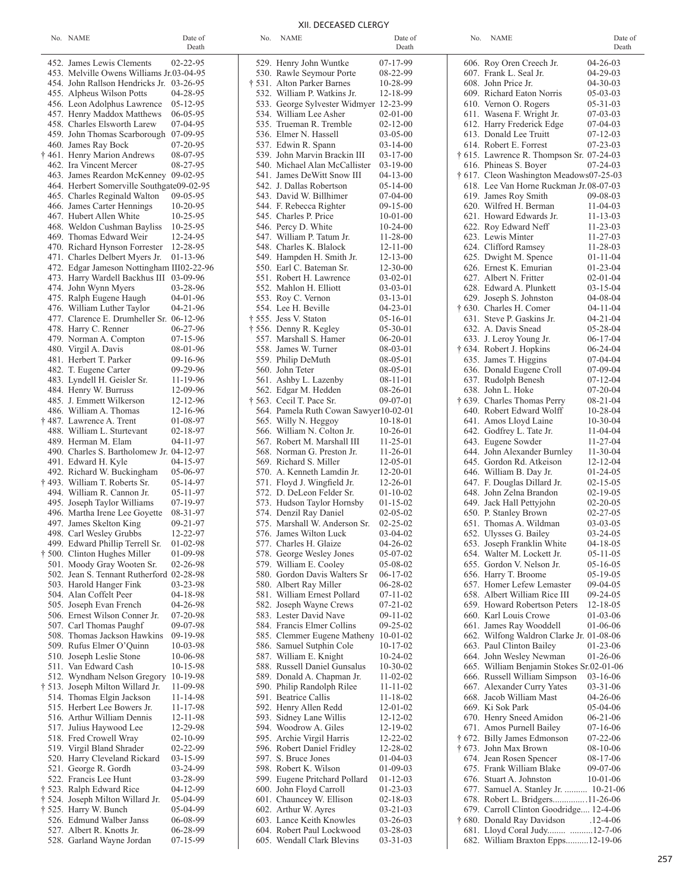## XII. DECEASED CLERGY

| No. | NAME | Date of Death |
|---|---|---|
| 452. | James Lewis Clements | 02-22-95 |
| 453. | Melville Owens Williams Jr. | 03-04-95 |
| 454. | John Rallson Hendricks Jr. | 03-26-95 |
| 455. | Alpheus Wilson Potts | 04-28-95 |
| 456. | Leon Adolphus Lawrence | 05-12-95 |
| 457. | Henry Maddox Matthews | 06-05-95 |
| 458. | Charles Elsworth Larew | 07-04-95 |
| 459. | John Thomas Scarborough | 07-09-95 |
| 460. | James Ray Bock | 07-20-95 |
| † 461. | Henry Marion Andrews | 08-07-95 |
| 462. | Ira Vincent Mercer | 08-27-95 |
| 463. | James Reardon McKenney | 09-02-95 |
| 464. | Herbert Somerville Southgate | 09-02-95 |
| 465. | Charles Reginald Walton | 09-05-95 |
| 466. | James Carter Hennings | 10-20-95 |
| 467. | Hubert Allen White | 10-25-95 |
| 468. | Weldon Cushman Bayliss | 10-25-95 |
| 469. | Thomas Edward Weir | 12-24-95 |
| 470. | Richard Hynson Forrester | 12-28-95 |
| 471. | Charles Delbert Myers Jr. | 01-13-96 |
| 472. | Edgar Jameson Nottingham III | 02-22-96 |
| 473. | Harry Wardell Backhus III | 03-09-96 |
| 474. | John Wynn Myers | 03-28-96 |
| 475. | Ralph Eugene Haugh | 04-01-96 |
| 476. | William Luther Taylor | 04-21-96 |
| 477. | Clarence E. Drumheller Sr. | 06-12-96 |
| 478. | Harry C. Renner | 06-27-96 |
| 479. | Norman A. Compton | 07-15-96 |
| 480. | Virgil A. Davis | 08-01-96 |
| 481. | Herbert T. Parker | 09-16-96 |
| 482. | T. Eugene Carter | 09-29-96 |
| 483. | Lyndell H. Geisler Sr. | 11-19-96 |
| 484. | Henry W. Burruss | 12-09-96 |
| 485. | J. Emmett Wilkerson | 12-12-96 |
| 486. | William A. Thomas | 12-16-96 |
| † 487. | Lawrence A. Trent | 01-08-97 |
| 488. | William L. Sturtevant | 02-18-97 |
| 489. | Herman M. Elam | 04-11-97 |
| 490. | Charles S. Bartholomew Jr. | 04-12-97 |
| 491. | Edward H. Kyle | 04-15-97 |
| 492. | Richard W. Buckingham | 05-06-97 |
| † 493. | William T. Roberts Sr. | 05-14-97 |
| 494. | William R. Cannon Jr. | 05-11-97 |
| 495. | Joseph Taylor Williams | 07-19-97 |
| 496. | Martha Irene Lee Goyette | 08-31-97 |
| 497. | James Skelton King | 09-21-97 |
| 498. | Carl Wesley Grubbs | 12-22-97 |
| 499. | Edward Phillip Terrell Sr. | 01-02-98 |
| † 500. | Clinton Hughes Miller | 01-09-98 |
| 501. | Moody Gray Wooten Sr. | 02-26-98 |
| 502. | Jean S. Tennant Rutherford | 02-28-98 |
| 503. | Harold Hanger Fink | 03-23-98 |
| 504. | Alan Coffelt Peer | 04-18-98 |
| 505. | Joseph Evan French | 04-26-98 |
| 506. | Ernest Wilson Conner Jr. | 07-20-98 |
| 507. | Carl Thomas Paughf | 09-07-98 |
| 508. | Thomas Jackson Hawkins | 09-19-98 |
| 509. | Rufus Elmer O'Quinn | 10-03-98 |
| 510. | Joseph Leslie Stone | 10-06-98 |
| 511. | Van Edward Cash | 10-15-98 |
| 512. | Wyndham Nelson Gregory | 10-19-98 |
| † 513. | Joseph Milton Willard Jr. | 11-09-98 |
| 514. | Thomas Elgin Jackson | 11-14-98 |
| 515. | Herbert Lee Bowers Jr. | 11-17-98 |
| 516. | Arthur William Dennis | 12-11-98 |
| 517. | Julius Haywood Lee | 12-29-98 |
| 518. | Fred Crowell Wray | 02-10-99 |
| 519. | Virgil Bland Shrader | 02-22-99 |
| 520. | Harry Cleveland Rickard | 03-15-99 |
| 521. | George R. Gordh | 03-24-99 |
| 522. | Francis Lee Hunt | 03-28-99 |
| † 523. | Ralph Edward Rice | 04-12-99 |
| † 524. | Joseph Milton Willard Jr. | 05-04-99 |
| † 525. | Harry W. Bunch | 05-04-99 |
| 526. | Edmund Walber Janss | 06-08-99 |
| 527. | Albert R. Knotts Jr. | 06-28-99 |
| 528. | Garland Wayne Jordan | 07-15-99 |
| 529. | Henry John Wuntke | 07-17-99 |
| 530. | Rawle Seymour Porte | 08-22-99 |
| † 531. | Alton Parker Barnes | 10-28-99 |
| 532. | William P. Watkins Jr. | 12-18-99 |
| 533. | George Sylvester Widmyer | 12-23-99 |
| 534. | William Lee Asher | 02-01-00 |
| 535. | Trueman R. Tremble | 02-12-00 |
| 536. | Elmer N. Hassell | 03-05-00 |
| 537. | Edwin R. Spann | 03-14-00 |
| 539. | John Marvin Brackin III | 03-17-00 |
| 540. | Michael Alan McCallister | 03-19-00 |
| 541. | James DeWitt Snow III | 04-13-00 |
| 542. | J. Dallas Robertson | 05-14-00 |
| 543. | David W. Billhimer | 07-04-00 |
| 544. | F. Rebecca Righter | 09-15-00 |
| 545. | Charles P. Price | 10-01-00 |
| 546. | Percy D. White | 10-24-00 |
| 547. | William P. Tatum Jr. | 11-28-00 |
| 548. | Charles K. Blalock | 12-11-00 |
| 549. | Hampden H. Smith Jr. | 12-13-00 |
| 550. | Earl C. Bateman Sr. | 12-30-00 |
| 551. | Robert H. Lawrence | 03-02-01 |
| 552. | Mahlon H. Elliott | 03-03-01 |
| 553. | Roy C. Vernon | 03-13-01 |
| 554. | Lee H. Beville | 04-23-01 |
| † 555. | Jess V. Staton | 05-16-01 |
| † 556. | Denny R. Kegley | 05-30-01 |
| 557. | Marshall S. Hamer | 06-20-01 |
| 558. | James W. Turner | 08-03-01 |
| 559. | Philip DeMuth | 08-05-01 |
| 560. | John Teter | 08-05-01 |
| 561. | Ashby L. Lazenby | 08-11-01 |
| 562. | Edgar M. Hedden | 08-26-01 |
| † 563. | Cecil T. Pace Sr. | 09-07-01 |
| 564. | Pamela Ruth Cowan Sawyer | 10-02-01 |
| 565. | Willy N. Heggoy | 10-18-01 |
| 566. | William N. Colton Jr. | 10-26-01 |
| 567. | Robert M. Marshall III | 11-25-01 |
| 568. | Norman G. Preston Jr. | 11-26-01 |
| 569. | Richard S. Miller | 12-05-01 |
| 570. | A. Kenneth Lamdin Jr. | 12-20-01 |
| 571. | Floyd J. Wingfield Jr. | 12-26-01 |
| 572. | D. DeLeon Felder Sr. | 01-10-02 |
| 573. | Hudson Taylor Hornsby | 01-15-02 |
| 574. | Denzil Ray Daniel | 02-05-02 |
| 575. | Marshall W. Anderson Sr. | 02-25-02 |
| 576. | James Wilton Luck | 03-04-02 |
| 577. | Charles H. Glaize | 04-26-02 |
| 578. | George Wesley Jones | 05-07-02 |
| 579. | William E. Cooley | 05-08-02 |
| 580. | Gordon Davis Walters Sr | 06-17-02 |
| 580. | Albert Ray Miller | 06-28-02 |
| 581. | William Ernest Pollard | 07-11-02 |
| 582. | Joseph Wayne Crews | 07-21-02 |
| 583. | Lester David Nave | 09-11-02 |
| 584. | Francis Elmer Collins | 09-25-02 |
| 585. | Clemmer Eugene Matheny | 10-01-02 |
| 586. | Samuel Sutphin Cole | 10-17-02 |
| 587. | William E. Knight | 10-24-02 |
| 588. | Russell Daniel Gunsalus | 10-30-02 |
| 589. | Donald A. Chapman Jr. | 11-02-02 |
| 590. | Philip Randolph Rilee | 11-11-02 |
| 591. | Beatrice Callis | 11-18-02 |
| 592. | Henry Allen Redd | 12-01-02 |
| 593. | Sidney Lane Willis | 12-12-02 |
| 594. | Woodrow A. Giles | 12-19-02 |
| 595. | Archie Virgil Harris | 12-22-02 |
| 596. | Robert Daniel Fridley | 12-28-02 |
| 597. | S. Bruce Jones | 01-04-03 |
| 598. | Robert K. Wilson | 01-09-03 |
| 599. | Eugene Pritchard Pollard | 01-12-03 |
| 600. | John Floyd Carroll | 01-23-03 |
| 601. | Chauncey W. Ellison | 02-18-03 |
| 602. | Arthur W. Ayres | 03-21-03 |
| 603. | Lance Keith Knowles | 03-26-03 |
| 604. | Robert Paul Lockwood | 03-28-03 |
| 605. | Wendall Clark Blevins | 03-31-03 |
| 606. | Roy Oren Creech Jr. | 04-26-03 |
| 607. | Frank L. Seal Jr. | 04-29-03 |
| 608. | John Price Jr. | 04-30-03 |
| 609. | Richard Eaton Norris | 05-03-03 |
| 610. | Vernon O. Rogers | 05-31-03 |
| 611. | Wasena F. Wright Jr. | 07-03-03 |
| 612. | Harry Frederick Edge | 07-04-03 |
| 613. | Donald Lee Truitt | 07-12-03 |
| 614. | Robert E. Forrest | 07-23-03 |
| † 615. | Lawrence R. Thompson Sr. | 07-24-03 |
| 616. | Phineas S. Boyer | 07-24-03 |
| † 617. | Cleon Washington Meadows | 07-25-03 |
| 618. | Lee Van Horne Ruckman Jr. | 08-07-03 |
| 619. | James Roy Smith | 09-08-03 |
| 620. | Wilfred H. Berman | 11-04-03 |
| 621. | Howard Edwards Jr. | 11-13-03 |
| 622. | Roy Edward Neff | 11-23-03 |
| 623. | Lewis Minter | 11-27-03 |
| 624. | Clifford Ramsey | 11-28-03 |
| 625. | Dwight M. Spence | 01-11-04 |
| 626. | Ernest K. Emurian | 01-23-04 |
| 627. | Albert N. Fritter | 02-01-04 |
| 628. | Edward A. Plunkett | 03-15-04 |
| 629. | Joseph S. Johnston | 04-08-04 |
| † 630. | Charles H. Comer | 04-11-04 |
| 631. | Steve P. Gaskins Jr. | 04-21-04 |
| 632. | A. Davis Snead | 05-28-04 |
| 633. | J. Leroy Young Jr. | 06-17-04 |
| † 634. | Robert J. Hopkins | 06-24-04 |
| 635. | James T. Higgins | 07-04-04 |
| 636. | Donald Eugene Croll | 07-09-04 |
| 637. | Rudolph Benesh | 07-12-04 |
| 638. | John L. Hoke | 07-20-04 |
| † 639. | Charles Thomas Perry | 08-21-04 |
| 640. | Robert Edward Wolff | 10-28-04 |
| 641. | Amos Lloyd Laine | 10-30-04 |
| 642. | Godfrey L. Tate Jr. | 11-04-04 |
| 643. | Eugene Sowder | 11-27-04 |
| 644. | John Alexander Burnley | 11-30-04 |
| 645. | Gordon Rd. Atkeison | 12-12-04 |
| 646. | William B. Day Jr. | 01-24-05 |
| 647. | F. Douglas Dillard Jr. | 02-15-05 |
| 648. | John Zelna Brandon | 02-19-05 |
| 649. | Jack Hall Pettyjohn | 02-20-05 |
| 650. | P. Stanley Brown | 02-27-05 |
| 651. | Thomas A. Wildman | 03-03-05 |
| 652. | Ulysses G. Bailey | 03-24-05 |
| 653. | Joseph Franklin White | 04-18-05 |
| 654. | Walter M. Lockett Jr. | 05-11-05 |
| 655. | Gordon V. Nelson Jr. | 05-16-05 |
| 656. | Harry T. Broome | 05-19-05 |
| 657. | Homer Lefew Lemaster | 09-04-05 |
| 658. | Albert William Rice III | 09-24-05 |
| 659. | Howard Robertson Peters | 12-18-05 |
| 660. | Karl Louis Crowe | 01-03-06 |
| 661. | James Ray Wooddell | 01-06-06 |
| 662. | Wilfong Waldron Clarke Jr. | 01-08-06 |
| 663. | Paul Clinton Bailey | 01-23-06 |
| 664. | John Wesley Newman | 01-26-06 |
| 665. | William Benjamin Stokes Sr. | 02-01-06 |
| 666. | Russell William Simpson | 03-16-06 |
| 667. | Alexander Curry Yates | 03-31-06 |
| 668. | Jacob William Mast | 04-26-06 |
| 669. | Ki Sok Park | 05-04-06 |
| 670. | Henry Sneed Amidon | 06-21-06 |
| 671. | Amos Purnell Bailey | 07-16-06 |
| † 672. | Billy James Edmonson | 07-22-06 |
| † 673. | John Max Brown | 08-10-06 |
| 674. | Jean Rosen Spencer | 08-17-06 |
| 675. | Frank William Blake | 09-07-06 |
| 676. | Stuart A. Johnston | 10-01-06 |
| 677. | Samuel A. Stanley Jr. | 10-21-06 |
| 678. | Robert L. Bridgers | 11-26-06 |
| 679. | Carroll Clinton Goodridge | 12-4-06 |
| † 680. | Donald Ray Davidson | 12-4-06 |
| 681. | Lloyd Coral Judy | 12-7-06 |
| 682. | William Braxton Epps | 12-19-06 |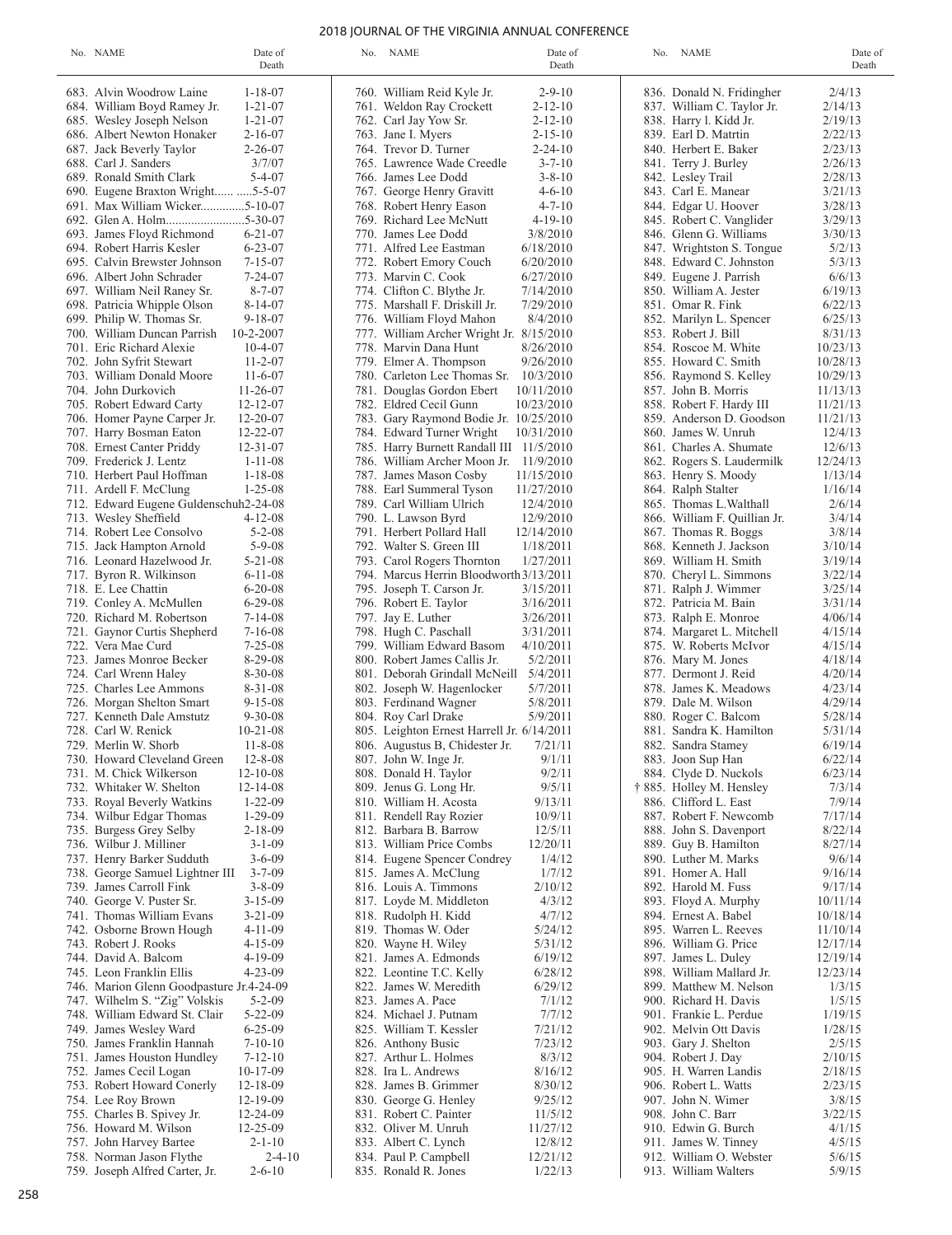| No. | NAME | Date of Death |
|---|---|---|
| 683. | Alvin Woodrow Laine | 1-18-07 |
| 684. | William Boyd Ramey Jr. | 1-21-07 |
| 685. | Wesley Joseph Nelson | 1-21-07 |
| 686. | Albert Newton Honaker | 2-16-07 |
| 687. | Jack Beverly Taylor | 2-26-07 |
| 688. | Carl J. Sanders | 3/7/07 |
| 689. | Ronald Smith Clark | 5-4-07 |
| 690. | Eugene Braxton Wright | 5-5-07 |
| 691. | Max William Wicker | 5-10-07 |
| 692. | Glen A. Holm | 5-30-07 |
| 693. | James Floyd Richmond | 6-21-07 |
| 694. | Robert Harris Kesler | 6-23-07 |
| 695. | Calvin Brewster Johnson | 7-15-07 |
| 696. | Albert John Schrader | 7-24-07 |
| 697. | William Neil Raney Sr. | 8-7-07 |
| 698. | Patricia Whipple Olson | 8-14-07 |
| 699. | Philip W. Thomas Sr. | 9-18-07 |
| 700. | William Duncan Parrish | 10-2-2007 |
| 701. | Eric Richard Alexie | 10-4-07 |
| 702. | John Syfrit Stewart | 11-2-07 |
| 703. | William Donald Moore | 11-6-07 |
| 704. | John Durkovich | 11-26-07 |
| 705. | Robert Edward Carty | 12-12-07 |
| 706. | Homer Payne Carper Jr. | 12-20-07 |
| 707. | Harry Bosman Eaton | 12-22-07 |
| 708. | Ernest Canter Priddy | 12-31-07 |
| 709. | Frederick J. Lentz | 1-11-08 |
| 710. | Herbert Paul Hoffman | 1-18-08 |
| 711. | Ardell F. McClung | 1-25-08 |
| 712. | Edward Eugene Guldenschuh | 2-24-08 |
| 713. | Wesley Sheffield | 4-12-08 |
| 714. | Robert Lee Consolvo | 5-2-08 |
| 715. | Jack Hampton Arnold | 5-9-08 |
| 716. | Leonard Hazelwood Jr. | 5-21-08 |
| 717. | Byron R. Wilkinson | 6-11-08 |
| 718. | E. Lee Chattin | 6-20-08 |
| 719. | Conley A. McMullen | 6-29-08 |
| 720. | Richard M. Robertson | 7-14-08 |
| 721. | Gaynor Curtis Shepherd | 7-16-08 |
| 722. | Vera Mae Curd | 7-25-08 |
| 723. | James Monroe Becker | 8-29-08 |
| 724. | Carl Wrenn Haley | 8-30-08 |
| 725. | Charles Lee Ammons | 8-31-08 |
| 726. | Morgan Shelton Smart | 9-15-08 |
| 727. | Kenneth Dale Amstutz | 9-30-08 |
| 728. | Carl W. Renick | 10-21-08 |
| 729. | Merlin W. Shorb | 11-8-08 |
| 730. | Howard Cleveland Green | 12-8-08 |
| 731. | M. Chick Wilkerson | 12-10-08 |
| 732. | Whitaker W. Shelton | 12-14-08 |
| 733. | Royal Beverly Watkins | 1-22-09 |
| 734. | Wilbur Edgar Thomas | 1-29-09 |
| 735. | Burgess Grey Selby | 2-18-09 |
| 736. | Wilbur J. Milliner | 3-1-09 |
| 737. | Henry Barker Sudduth | 3-6-09 |
| 738. | George Samuel Lightner III | 3-7-09 |
| 739. | James Carroll Fink | 3-8-09 |
| 740. | George V. Puster Sr. | 3-15-09 |
| 741. | Thomas William Evans | 3-21-09 |
| 742. | Osborne Brown Hough | 4-11-09 |
| 743. | Robert J. Rooks | 4-15-09 |
| 744. | David A. Balcom | 4-19-09 |
| 745. | Leon Franklin Ellis | 4-23-09 |
| 746. | Marion Glenn Goodpasture Jr. | 4-24-09 |
| 747. | Wilhelm S. "Zig" Volskis | 5-2-09 |
| 748. | William Edward St. Clair | 5-22-09 |
| 749. | James Wesley Ward | 6-25-09 |
| 750. | James Franklin Hannah | 7-10-10 |
| 751. | James Houston Hundley | 7-12-10 |
| 752. | James Cecil Logan | 10-17-09 |
| 753. | Robert Howard Conerly | 12-18-09 |
| 754. | Lee Roy Brown | 12-19-09 |
| 755. | Charles B. Spivey Jr. | 12-24-09 |
| 756. | Howard M. Wilson | 12-25-09 |
| 757. | John Harvey Bartee | 2-1-10 |
| 758. | Norman Jason Flythe | 2-4-10 |
| 759. | Joseph Alfred Carter, Jr. | 2-6-10 |
| 760. | William Reid Kyle Jr. | 2-9-10 |
| 761. | Weldon Ray Crockett | 2-12-10 |
| 762. | Carl Jay Yow Sr. | 2-12-10 |
| 763. | Jane I. Myers | 2-15-10 |
| 764. | Trevor D. Turner | 2-24-10 |
| 765. | Lawrence Wade Creedle | 3-7-10 |
| 766. | James Lee Dodd | 3-8-10 |
| 767. | George Henry Gravitt | 4-6-10 |
| 768. | Robert Henry Eason | 4-7-10 |
| 769. | Richard Lee McNutt | 4-19-10 |
| 770. | James Lee Dodd | 3/8/2010 |
| 771. | Alfred Lee Eastman | 6/18/2010 |
| 772. | Robert Emory Couch | 6/20/2010 |
| 773. | Marvin C. Cook | 6/27/2010 |
| 774. | Clifton C. Blythe Jr. | 7/14/2010 |
| 775. | Marshall F. Driskill Jr. | 7/29/2010 |
| 776. | William Floyd Mahon | 8/4/2010 |
| 777. | William Archer Wright Jr. | 8/15/2010 |
| 778. | Marvin Dana Hunt | 8/26/2010 |
| 779. | Elmer A. Thompson | 9/26/2010 |
| 780. | Carleton Lee Thomas Sr. | 10/3/2010 |
| 781. | Douglas Gordon Ebert | 10/11/2010 |
| 782. | Eldred Cecil Gunn | 10/23/2010 |
| 783. | Gary Raymond Bodie Jr. | 10/25/2010 |
| 784. | Edward Turner Wright | 10/31/2010 |
| 785. | Harry Burnett Randall III | 11/5/2010 |
| 786. | William Archer Moon Jr. | 11/9/2010 |
| 787. | James Mason Cosby | 11/15/2010 |
| 788. | Earl Summeral Tyson | 11/27/2010 |
| 789. | Carl William Ulrich | 12/4/2010 |
| 790. | L. Lawson Byrd | 12/9/2010 |
| 791. | Herbert Pollard Hall | 12/14/2010 |
| 792. | Walter S. Green III | 1/18/2011 |
| 793. | Carol Rogers Thornton | 1/27/2011 |
| 794. | Marcus Herrin Bloodworth | 3/13/2011 |
| 795. | Joseph T. Carson Jr. | 3/15/2011 |
| 796. | Robert E. Taylor | 3/16/2011 |
| 797. | Jay E. Luther | 3/26/2011 |
| 798. | Hugh C. Paschall | 3/31/2011 |
| 799. | William Edward Basom | 4/10/2011 |
| 800. | Robert James Callis Jr. | 5/2/2011 |
| 801. | Deborah Grindall McNeill | 5/4/2011 |
| 802. | Joseph W. Hagenlocker | 5/7/2011 |
| 803. | Ferdinand Wagner | 5/8/2011 |
| 804. | Roy Carl Drake | 5/9/2011 |
| 805. | Leighton Ernest Harrell Jr. | 6/14/2011 |
| 806. | Augustus B, Chidester Jr. | 7/21/11 |
| 807. | John W. Inge Jr. | 9/1/11 |
| 808. | Donald H. Taylor | 9/2/11 |
| 809. | Jenus G. Long Hr. | 9/5/11 |
| 810. | William H. Acosta | 9/13/11 |
| 811. | Rendell Ray Rozier | 10/9/11 |
| 812. | Barbara B. Barrow | 12/5/11 |
| 813. | William Price Combs | 12/20/11 |
| 814. | Eugene Spencer Condrey | 1/4/12 |
| 815. | James A. McClung | 1/7/12 |
| 816. | Louis A. Timmons | 2/10/12 |
| 817. | Loyde M. Middleton | 4/3/12 |
| 818. | Rudolph H. Kidd | 4/7/12 |
| 819. | Thomas W. Oder | 5/24/12 |
| 820. | Wayne H. Wiley | 5/31/12 |
| 821. | James A. Edmonds | 6/19/12 |
| 822. | Leontine T.C. Kelly | 6/28/12 |
| 822. | James W. Meredith | 6/29/12 |
| 823. | James A. Pace | 7/1/12 |
| 824. | Michael J. Putnam | 7/7/12 |
| 825. | William T. Kessler | 7/21/12 |
| 826. | Anthony Busic | 7/23/12 |
| 827. | Arthur L. Holmes | 8/3/12 |
| 828. | Ira L. Andrews | 8/16/12 |
| 828. | James B. Grimmer | 8/30/12 |
| 830. | George G. Henley | 9/25/12 |
| 831. | Robert C. Painter | 11/5/12 |
| 832. | Oliver M. Unruh | 11/27/12 |
| 833. | Albert C. Lynch | 12/8/12 |
| 834. | Paul P. Campbell | 12/21/12 |
| 835. | Ronald R. Jones | 1/22/13 |
| 836. | Donald N. Fridingher | 2/4/13 |
| 837. | William C. Taylor Jr. | 2/14/13 |
| 838. | Harry l. Kidd Jr. | 2/19/13 |
| 839. | Earl D. Matrtin | 2/22/13 |
| 840. | Herbert E. Baker | 2/23/13 |
| 841. | Terry J. Burley | 2/26/13 |
| 842. | Lesley Trail | 2/28/13 |
| 843. | Carl E. Manear | 3/21/13 |
| 844. | Edgar U. Hoover | 3/28/13 |
| 845. | Robert C. Vanglider | 3/29/13 |
| 846. | Glenn G. Williams | 3/30/13 |
| 847. | Wrightston S. Tongue | 5/2/13 |
| 848. | Edward C. Johnston | 5/3/13 |
| 849. | Eugene J. Parrish | 6/6/13 |
| 850. | William A. Jester | 6/19/13 |
| 851. | Omar R. Fink | 6/22/13 |
| 852. | Marilyn L. Spencer | 6/25/13 |
| 853. | Robert J. Bill | 8/31/13 |
| 854. | Roscoe M. White | 10/23/13 |
| 855. | Howard C. Smith | 10/28/13 |
| 856. | Raymond S. Kelley | 10/29/13 |
| 857. | John B. Morris | 11/13/13 |
| 858. | Robert F. Hardy III | 11/21/13 |
| 859. | Anderson D. Goodson | 11/21/13 |
| 860. | James W. Unruh | 12/4/13 |
| 861. | Charles A. Shumate | 12/6/13 |
| 862. | Rogers S. Laudermilk | 12/24/13 |
| 863. | Henry S. Moody | 1/13/14 |
| 864. | Ralph Stalter | 1/16/14 |
| 865. | Thomas L.Walthall | 2/6/14 |
| 866. | William F. Quillian Jr. | 3/4/14 |
| 867. | Thomas R. Boggs | 3/8/14 |
| 868. | Kenneth J. Jackson | 3/10/14 |
| 869. | William H. Smith | 3/19/14 |
| 870. | Cheryl L. Simmons | 3/22/14 |
| 871. | Ralph J. Wimmer | 3/25/14 |
| 872. | Patricia M. Bain | 3/31/14 |
| 873. | Ralph E. Monroe | 4/06/14 |
| 874. | Margaret L. Mitchell | 4/15/14 |
| 875. | W. Roberts McIvor | 4/15/14 |
| 876. | Mary M. Jones | 4/18/14 |
| 877. | Dermont J. Reid | 4/20/14 |
| 878. | James K. Meadows | 4/23/14 |
| 879. | Dale M. Wilson | 4/29/14 |
| 880. | Roger C. Balcom | 5/28/14 |
| 881. | Sandra K. Hamilton | 5/31/14 |
| 882. | Sandra Stamey | 6/19/14 |
| 883. | Joon Sup Han | 6/22/14 |
| 884. | Clyde D. Nuckols | 6/23/14 |
| † 885. | Holley M. Hensley | 7/3/14 |
| 886. | Clifford L. East | 7/9/14 |
| 887. | Robert F. Newcomb | 7/17/14 |
| 888. | John S. Davenport | 8/22/14 |
| 889. | Guy B. Hamilton | 8/27/14 |
| 890. | Luther M. Marks | 9/6/14 |
| 891. | Homer A. Hall | 9/16/14 |
| 892. | Harold M. Fuss | 9/17/14 |
| 893. | Floyd A. Murphy | 10/11/14 |
| 894. | Ernest A. Babel | 10/18/14 |
| 895. | Warren L. Reeves | 11/10/14 |
| 896. | William G. Price | 12/17/14 |
| 897. | James L. Duley | 12/19/14 |
| 898. | William Mallard Jr. | 12/23/14 |
| 899. | Matthew M. Nelson | 1/3/15 |
| 900. | Richard H. Davis | 1/5/15 |
| 901. | Frankie L. Perdue | 1/19/15 |
| 902. | Melvin Ott Davis | 1/28/15 |
| 903. | Gary J. Shelton | 2/5/15 |
| 904. | Robert J. Day | 2/10/15 |
| 905. | H. Warren Landis | 2/18/15 |
| 906. | Robert L. Watts | 2/23/15 |
| 907. | John N. Wimer | 3/8/15 |
| 908. | John C. Barr | 3/22/15 |
| 910. | Edwin G. Burch | 4/1/15 |
| 911. | James W. Tinney | 4/5/15 |
| 912. | William O. Webster | 5/6/15 |
| 913. | William Walters | 5/9/15 |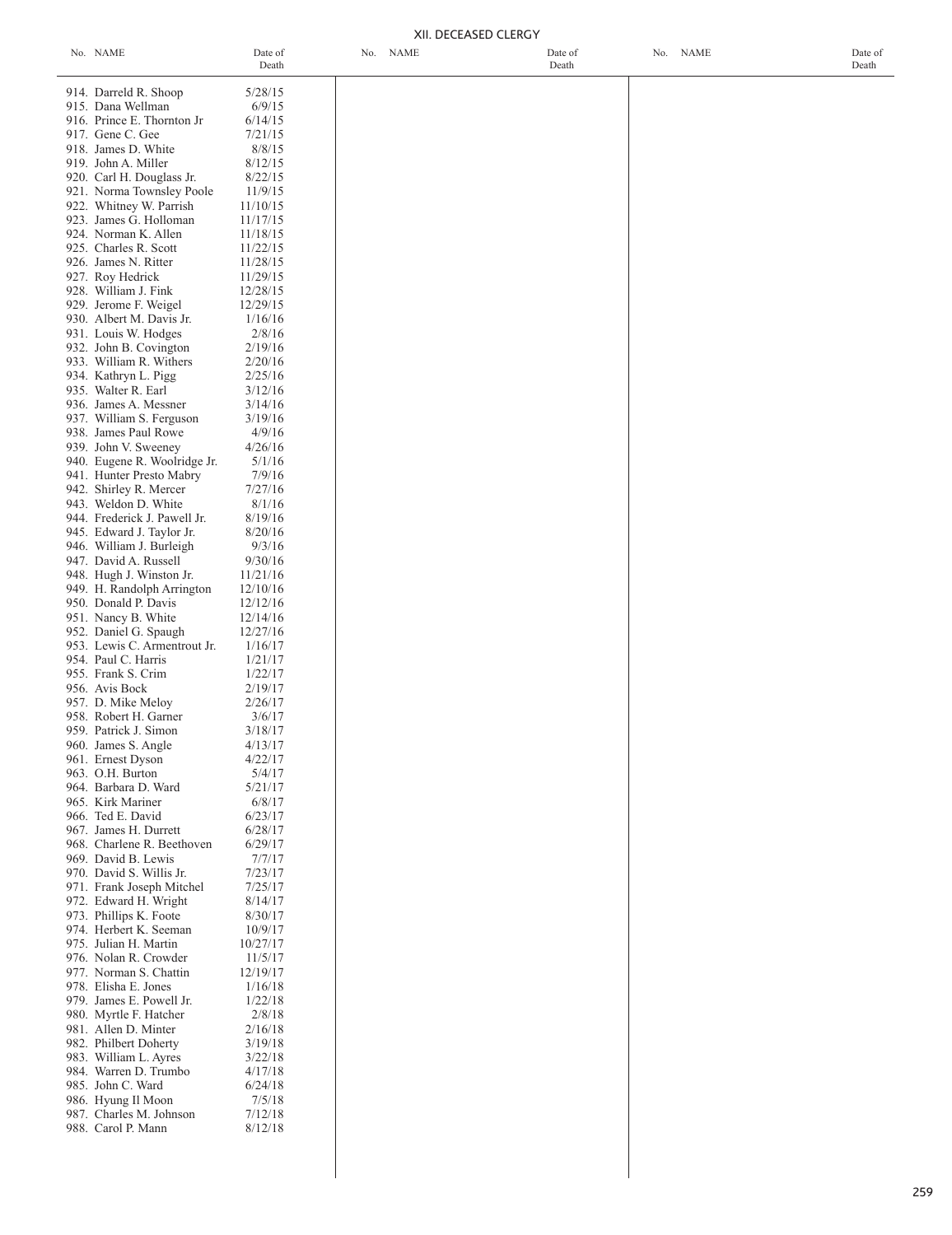## XII. DECEASED CLERGY

| No. | NAME | Date of Death |
|---|---|---|
| 914. | Darreld R. Shoop | 5/28/15 |
| 915. | Dana Wellman | 6/9/15 |
| 916. | Prince E. Thornton Jr | 6/14/15 |
| 917. | Gene C. Gee | 7/21/15 |
| 918. | James D. White | 8/8/15 |
| 919. | John A. Miller | 8/12/15 |
| 920. | Carl H. Douglass Jr. | 8/22/15 |
| 921. | Norma Townsley Poole | 11/9/15 |
| 922. | Whitney W. Parrish | 11/10/15 |
| 923. | James G. Holloman | 11/17/15 |
| 924. | Norman K. Allen | 11/18/15 |
| 925. | Charles R. Scott | 11/22/15 |
| 926. | James N. Ritter | 11/28/15 |
| 927. | Roy Hedrick | 11/29/15 |
| 928. | William J. Fink | 12/28/15 |
| 929. | Jerome F. Weigel | 12/29/15 |
| 930. | Albert M. Davis Jr. | 1/16/16 |
| 931. | Louis W. Hodges | 2/8/16 |
| 932. | John B. Covington | 2/19/16 |
| 933. | William R. Withers | 2/20/16 |
| 934. | Kathryn L. Pigg | 2/25/16 |
| 935. | Walter R. Earl | 3/12/16 |
| 936. | James A. Messner | 3/14/16 |
| 937. | William S. Ferguson | 3/19/16 |
| 938. | James Paul Rowe | 4/9/16 |
| 939. | John V. Sweeney | 4/26/16 |
| 940. | Eugene R. Woolridge Jr. | 5/1/16 |
| 941. | Hunter Presto Mabry | 7/9/16 |
| 942. | Shirley R. Mercer | 7/27/16 |
| 943. | Weldon D. White | 8/1/16 |
| 944. | Frederick J. Pawell Jr. | 8/19/16 |
| 945. | Edward J. Taylor Jr. | 8/20/16 |
| 946. | William J. Burleigh | 9/3/16 |
| 947. | David A. Russell | 9/30/16 |
| 948. | Hugh J. Winston Jr. | 11/21/16 |
| 949. | H. Randolph Arrington | 12/10/16 |
| 950. | Donald P. Davis | 12/12/16 |
| 951. | Nancy B. White | 12/14/16 |
| 952. | Daniel G. Spaugh | 12/27/16 |
| 953. | Lewis C. Armentrout Jr. | 1/16/17 |
| 954. | Paul C. Harris | 1/21/17 |
| 955. | Frank S. Crim | 1/22/17 |
| 956. | Avis Bock | 2/19/17 |
| 957. | D. Mike Meloy | 2/26/17 |
| 958. | Robert H. Garner | 3/6/17 |
| 959. | Patrick J. Simon | 3/18/17 |
| 960. | James S. Angle | 4/13/17 |
| 961. | Ernest Dyson | 4/22/17 |
| 963. | O.H. Burton | 5/4/17 |
| 964. | Barbara D. Ward | 5/21/17 |
| 965. | Kirk Mariner | 6/8/17 |
| 966. | Ted E. David | 6/23/17 |
| 967. | James H. Durrett | 6/28/17 |
| 968. | Charlene R. Beethoven | 6/29/17 |
| 969. | David B. Lewis | 7/7/17 |
| 970. | David S. Willis Jr. | 7/23/17 |
| 971. | Frank Joseph Mitchel | 7/25/17 |
| 972. | Edward H. Wright | 8/14/17 |
| 973. | Phillips K. Foote | 8/30/17 |
| 974. | Herbert K. Seeman | 10/9/17 |
| 975. | Julian H. Martin | 10/27/17 |
| 976. | Nolan R. Crowder | 11/5/17 |
| 977. | Norman S. Chattin | 12/19/17 |
| 978. | Elisha E. Jones | 1/16/18 |
| 979. | James E. Powell Jr. | 1/22/18 |
| 980. | Myrtle F. Hatcher | 2/8/18 |
| 981. | Allen D. Minter | 2/16/18 |
| 982. | Philbert Doherty | 3/19/18 |
| 983. | William L. Ayres | 3/22/18 |
| 984. | Warren D. Trumbo | 4/17/18 |
| 985. | John C. Ward | 6/24/18 |
| 986. | Hyung Il Moon | 7/5/18 |
| 987. | Charles M. Johnson | 7/12/18 |
| 988. | Carol P. Mann | 8/12/18 |